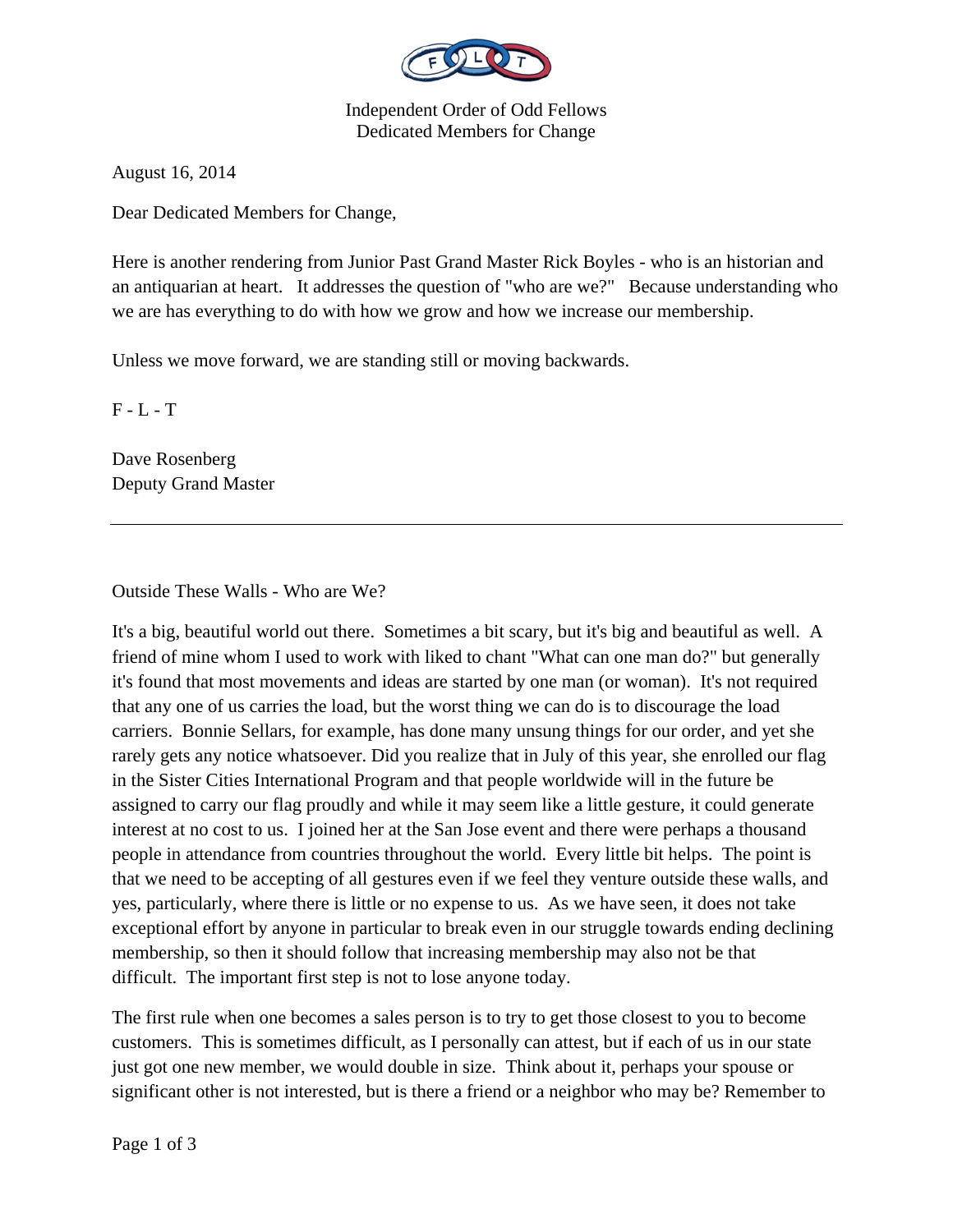Independent Order of Odd Fellows
Dedicated Members for Change

August 16, 2014

Dear Dedicated Members for Change,

Here is another rendering from Junior Past Grand Master Rick Boyles - who is an historian and an antiquarian at heart. It addresses the question of "who are we?" Because understanding who we are has everything to do with how we grow and how we increase our membership.

Unless we move forward, we are standing still or moving backwards.

F - L - T

Dave Rosenberg
Deputy Grand Master

---

Outside These Walls - Who are We?

It's a big, beautiful world out there. Sometimes a bit scary, but it's big and beautiful as well. A friend of mine whom I used to work with liked to chant "What can one man do?" but generally it's found that most movements and ideas are started by one man (or woman). It's not required that any one of us carries the load, but the worst thing we can do is to discourage the load carriers. Bonnie Sellars, for example, has done many unsung things for our order, and yet she rarely gets any notice whatsoever. Did you realize that in July of this year, she enrolled our flag in the Sister Cities International Program and that people worldwide will in the future be assigned to carry our flag proudly and while it may seem like a little gesture, it could generate interest at no cost to us. I joined her at the San Jose event and there were perhaps a thousand people in attendance from countries throughout the world. Every little bit helps. The point is that we need to be accepting of all gestures even if we feel they venture outside these walls, and yes, particularly, where there is little or no expense to us. As we have seen, it does not take exceptional effort by anyone in particular to break even in our struggle towards ending declining membership, so then it should follow that increasing membership may also not be that difficult. The important first step is not to lose anyone today.

The first rule when one becomes a sales person is to try to get those closest to you to become customers. This is sometimes difficult, as I personally can attest, but if each of us in our state just got one new member, we would double in size. Think about it, perhaps your spouse or significant other is not interested, but is there a friend or a neighbor who may be? Remember to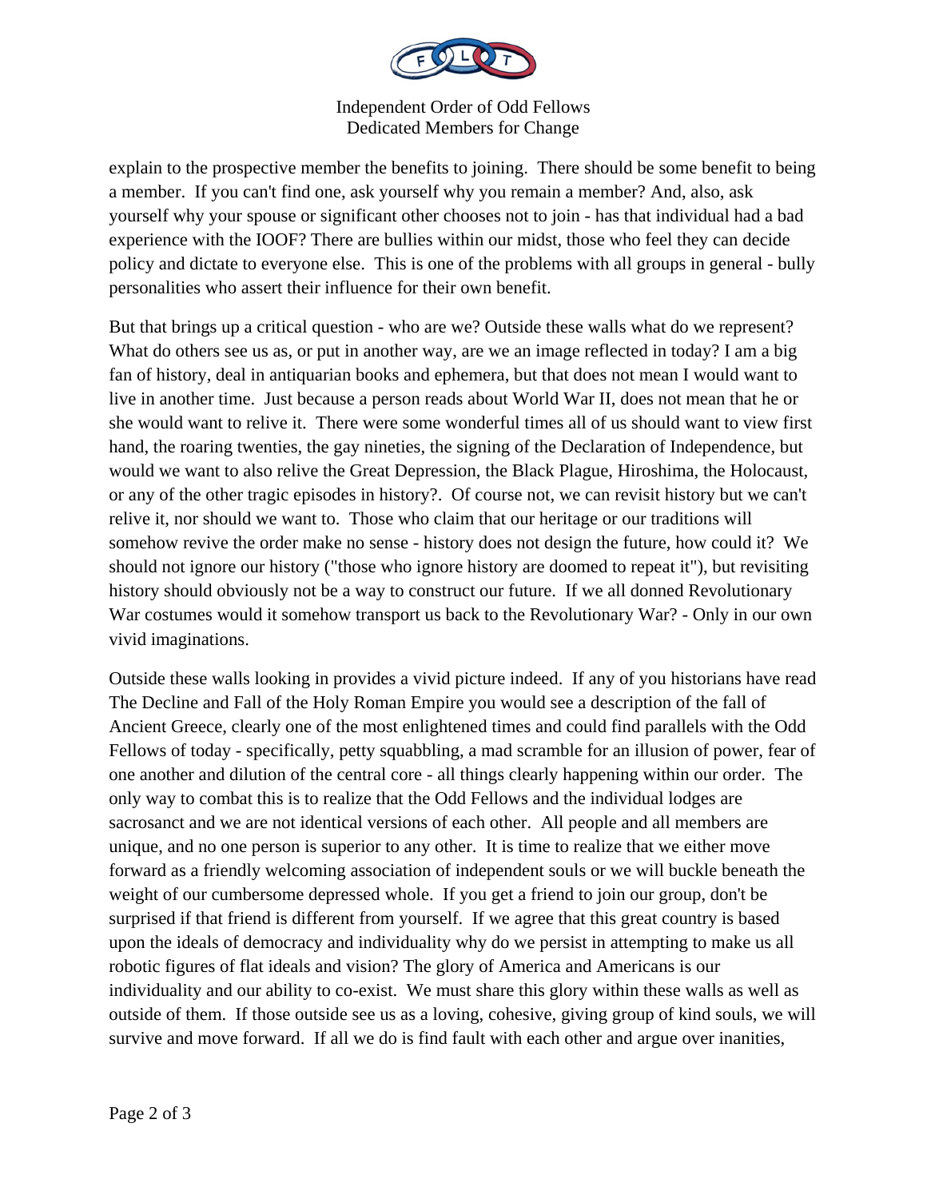explain to the prospective member the benefits to joining. There should be some benefit to being a member. If you can't find one, ask yourself why you remain a member? And, also, ask yourself why your spouse or significant other chooses not to join - has that individual had a bad experience with the IOOF? There are bullies within our midst, those who feel they can decide policy and dictate to everyone else. This is one of the problems with all groups in general - bully personalities who assert their influence for their own benefit.

But that brings up a critical question - who are we? Outside these walls what do we represent? What do others see us as, or put in another way, are we an image reflected in today? I am a big fan of history, deal in antiquarian books and ephemera, but that does not mean I would want to live in another time. Just because a person reads about World War II, does not mean that he or she would want to relive it. There were some wonderful times all of us should want to view first hand, the roaring twenties, the gay nineties, the signing of the Declaration of Independence, but would we want to also relive the Great Depression, the Black Plague, Hiroshima, the Holocaust, or any of the other tragic episodes in history?. Of course not, we can revisit history but we can't relive it, nor should we want to. Those who claim that our heritage or our traditions will somehow revive the order make no sense - history does not design the future, how could it? We should not ignore our history ("those who ignore history are doomed to repeat it"), but revisiting history should obviously not be a way to construct our future. If we all donned Revolutionary War costumes would it somehow transport us back to the Revolutionary War? - Only in our own vivid imaginations.

Outside these walls looking in provides a vivid picture indeed. If any of you historians have read The Decline and Fall of the Holy Roman Empire you would see a description of the fall of Ancient Greece, clearly one of the most enlightened times and could find parallels with the Odd Fellows of today - specifically, petty squabbling, a mad scramble for an illusion of power, fear of one another and dilution of the central core - all things clearly happening within our order. The only way to combat this is to realize that the Odd Fellows and the individual lodges are sacrosanct and we are not identical versions of each other. All people and all members are unique, and no one person is superior to any other. It is time to realize that we either move forward as a friendly welcoming association of independent souls or we will buckle beneath the weight of our cumbersome depressed whole. If you get a friend to join our group, don't be surprised if that friend is different from yourself. If we agree that this great country is based upon the ideals of democracy and individuality why do we persist in attempting to make us all robotic figures of flat ideals and vision? The glory of America and Americans is our individuality and our ability to co-exist. We must share this glory within these walls as well as outside of them. If those outside see us as a loving, cohesive, giving group of kind souls, we will survive and move forward. If all we do is find fault with each other and argue over inanities,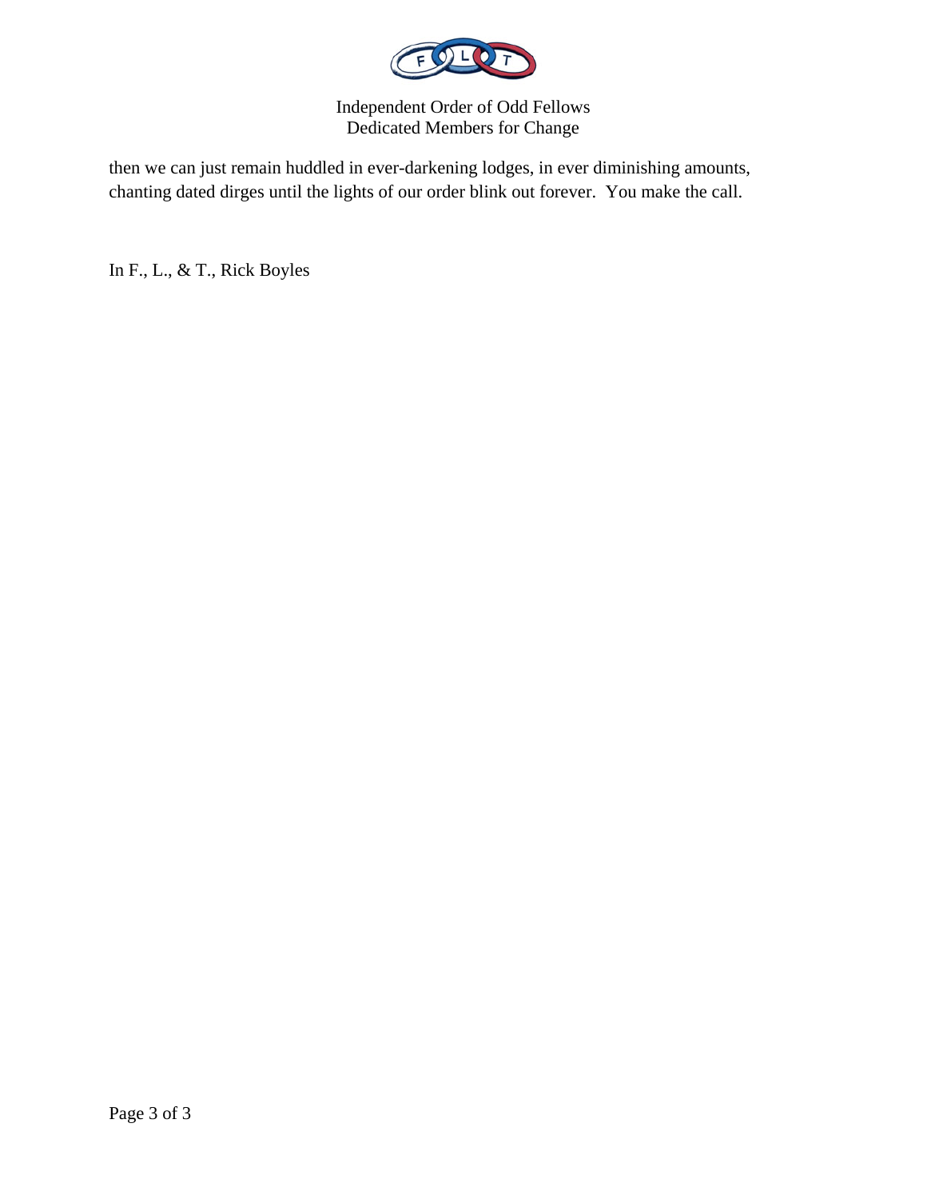then we can just remain huddled in ever-darkening lodges, in ever diminishing amounts, chanting dated dirges until the lights of our order blink out forever. You make the call.

In F., L., & T., Rick Boyles